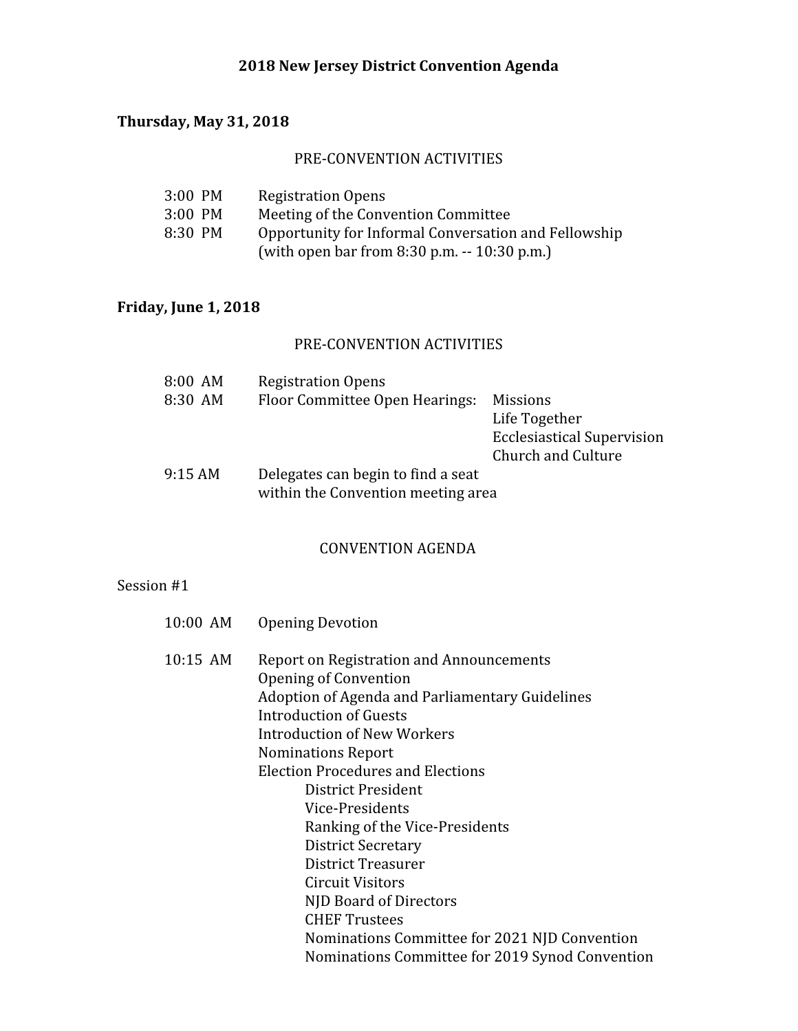# 2018 New Jersey District Convention Agenda

**Thursday, May 31, 2018**

PRE-CONVENTION ACTIVITIES

| | |
|---|---|
| 3:00 PM | Registration Opens |
| 3:00 PM | Meeting of the Convention Committee |
| 8:30 PM | Opportunity for Informal Conversation and Fellowship (with open bar from 8:30 p.m. -- 10:30 p.m.) |

**Friday, June 1, 2018**

PRE-CONVENTION ACTIVITIES

| | | |
|---|---|---|
| 8:00 AM | Registration Opens | |
| 8:30 AM | Floor Committee Open Hearings: | Missions<br>Life Together<br>Ecclesiastical Supervision<br>Church and Culture |
| 9:15 AM | Delegates can begin to find a seat within the Convention meeting area | |

CONVENTION AGENDA

Session #1

10:00 AM Opening Devotion

10:15 AM Report on Registration and Announcements
- Opening of Convention
- Adoption of Agenda and Parliamentary Guidelines
- Introduction of Guests
- Introduction of New Workers
- Nominations Report
- Election Procedures and Elections
  - District President
  - Vice-Presidents
  - Ranking of the Vice-Presidents
  - District Secretary
  - District Treasurer
  - Circuit Visitors
  - NJD Board of Directors
  - CHEF Trustees
  - Nominations Committee for 2021 NJD Convention
  - Nominations Committee for 2019 Synod Convention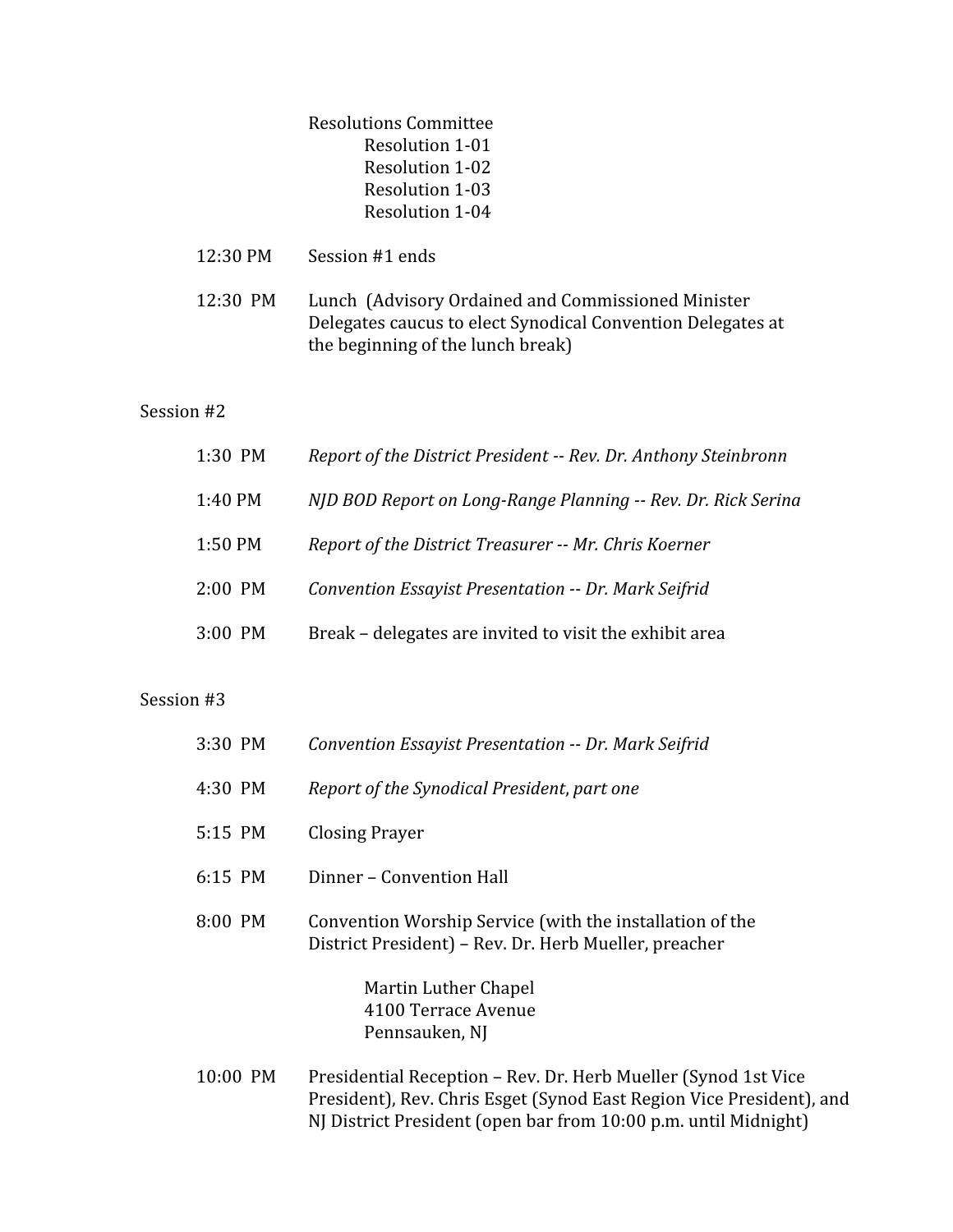Resolutions Committee
- Resolution 1-01
- Resolution 1-02
- Resolution 1-03
- Resolution 1-04

12:30 PM — Session #1 ends

12:30 PM — Lunch (Advisory Ordained and Commissioned Minister Delegates caucus to elect Synodical Convention Delegates at the beginning of the lunch break)

## Session #2

1:30 PM — *Report of the District President -- Rev. Dr. Anthony Steinbronn*

1:40 PM — *NJD BOD Report on Long-Range Planning -- Rev. Dr. Rick Serina*

1:50 PM — *Report of the District Treasurer -- Mr. Chris Koerner*

2:00 PM — *Convention Essayist Presentation -- Dr. Mark Seifrid*

3:00 PM — Break – delegates are invited to visit the exhibit area

## Session #3

3:30 PM — *Convention Essayist Presentation -- Dr. Mark Seifrid*

4:30 PM — *Report of the Synodical President*, *part one*

5:15 PM — Closing Prayer

6:15 PM — Dinner – Convention Hall

8:00 PM — Convention Worship Service (with the installation of the District President) – Rev. Dr. Herb Mueller, preacher

> Martin Luther Chapel
> 4100 Terrace Avenue
> Pennsauken, NJ

10:00 PM — Presidential Reception – Rev. Dr. Herb Mueller (Synod 1st Vice President), Rev. Chris Esget (Synod East Region Vice President), and NJ District President (open bar from 10:00 p.m. until Midnight)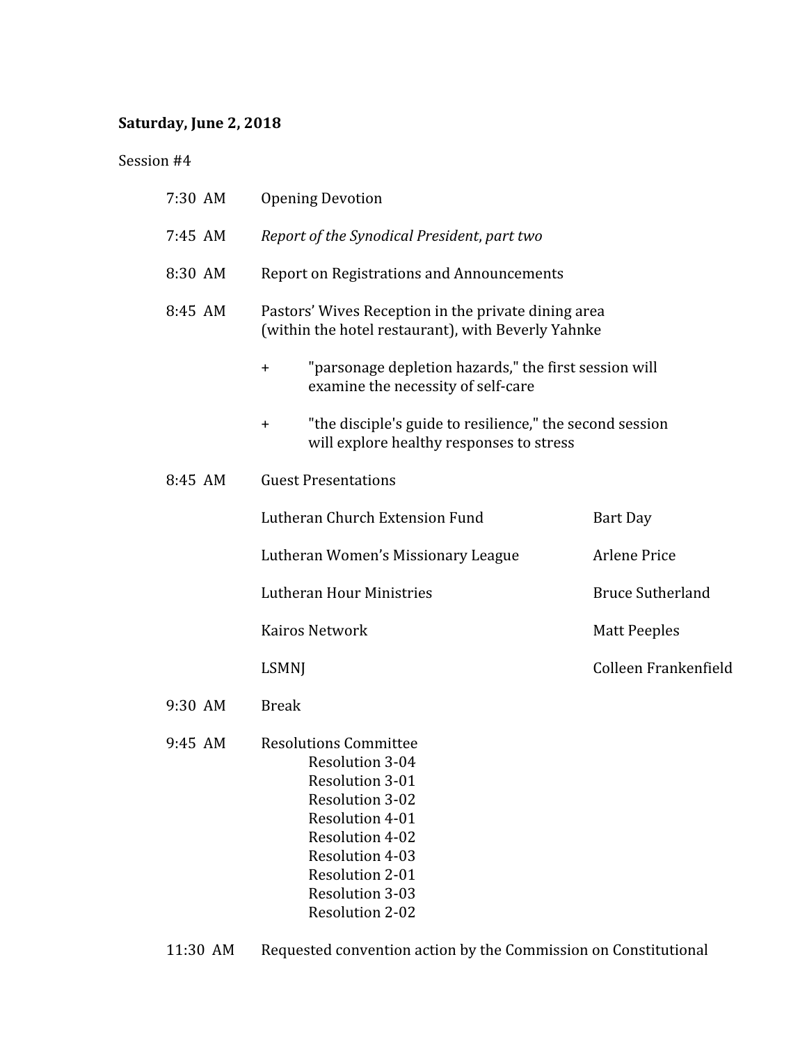**Saturday, June 2, 2018**

Session #4

| | |
|---|---|
| 7:30 AM | Opening Devotion |
| 7:45 AM | *Report of the Synodical President*, part two |
| 8:30 AM | Report on Registrations and Announcements |
| 8:45 AM | Pastors' Wives Reception in the private dining area (within the hotel restaurant), with Beverly Yahnke |

+ "parsonage depletion hazards," the first session will examine the necessity of self-care
+ "the disciple's guide to resilience," the second session will explore healthy responses to stress

| | | |
|---|---|---|
| 8:45 AM | Guest Presentations | |
| | Lutheran Church Extension Fund | Bart Day |
| | Lutheran Women's Missionary League | Arlene Price |
| | Lutheran Hour Ministries | Bruce Sutherland |
| | Kairos Network | Matt Peeples |
| | LSMNJ | Colleen Frankenfield |
| 9:30 AM | Break | |
| 9:45 AM | Resolutions Committee | |

Resolution 3-04
Resolution 3-01
Resolution 3-02
Resolution 4-01
Resolution 4-02
Resolution 4-03
Resolution 2-01
Resolution 3-03
Resolution 2-02

11:30 AM Requested convention action by the Commission on Constitutional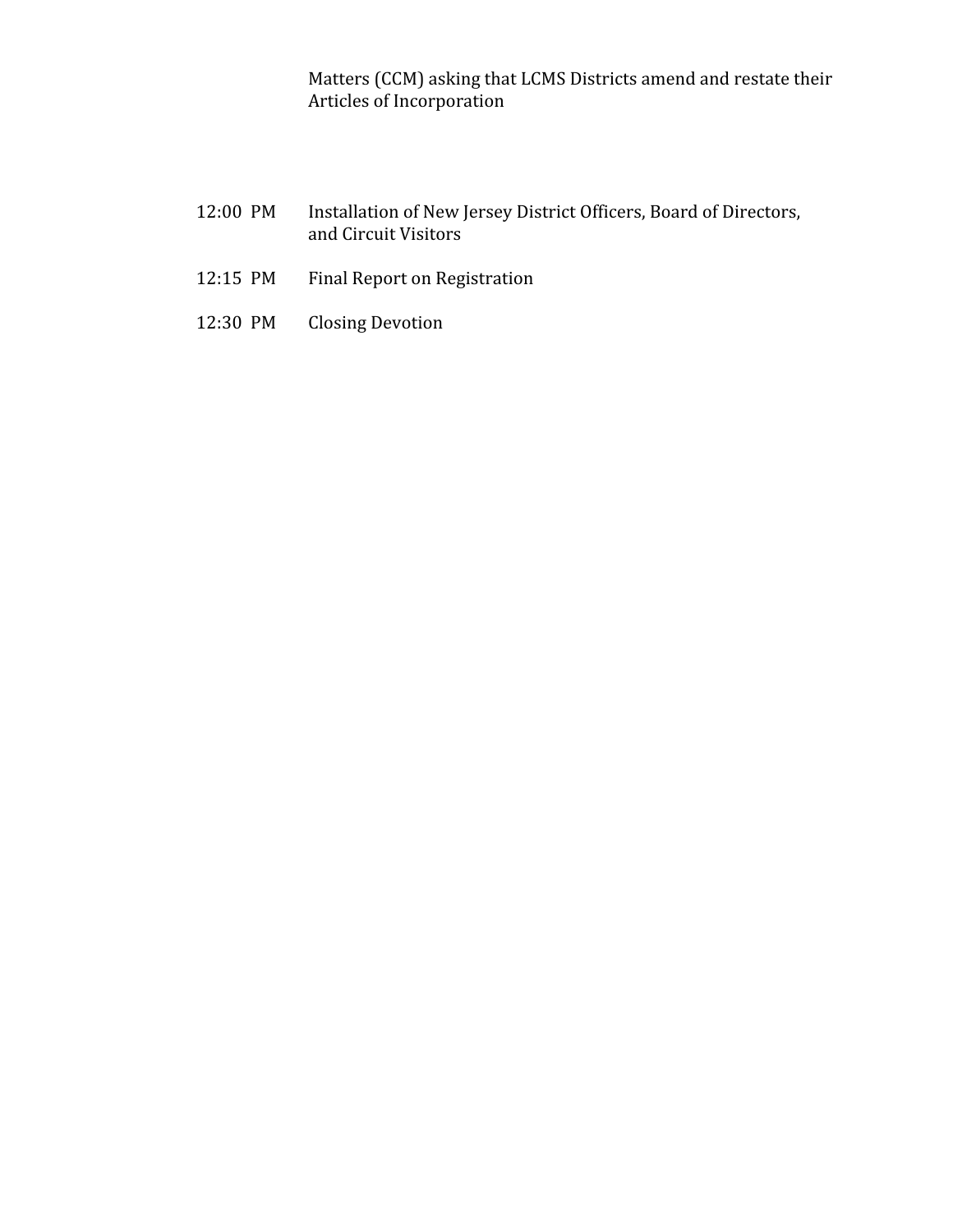Matters (CCM) asking that LCMS Districts amend and restate their Articles of Incorporation

| | |
|---|---|
| 12:00 PM | Installation of New Jersey District Officers, Board of Directors, and Circuit Visitors |
| 12:15 PM | Final Report on Registration |
| 12:30 PM | Closing Devotion |